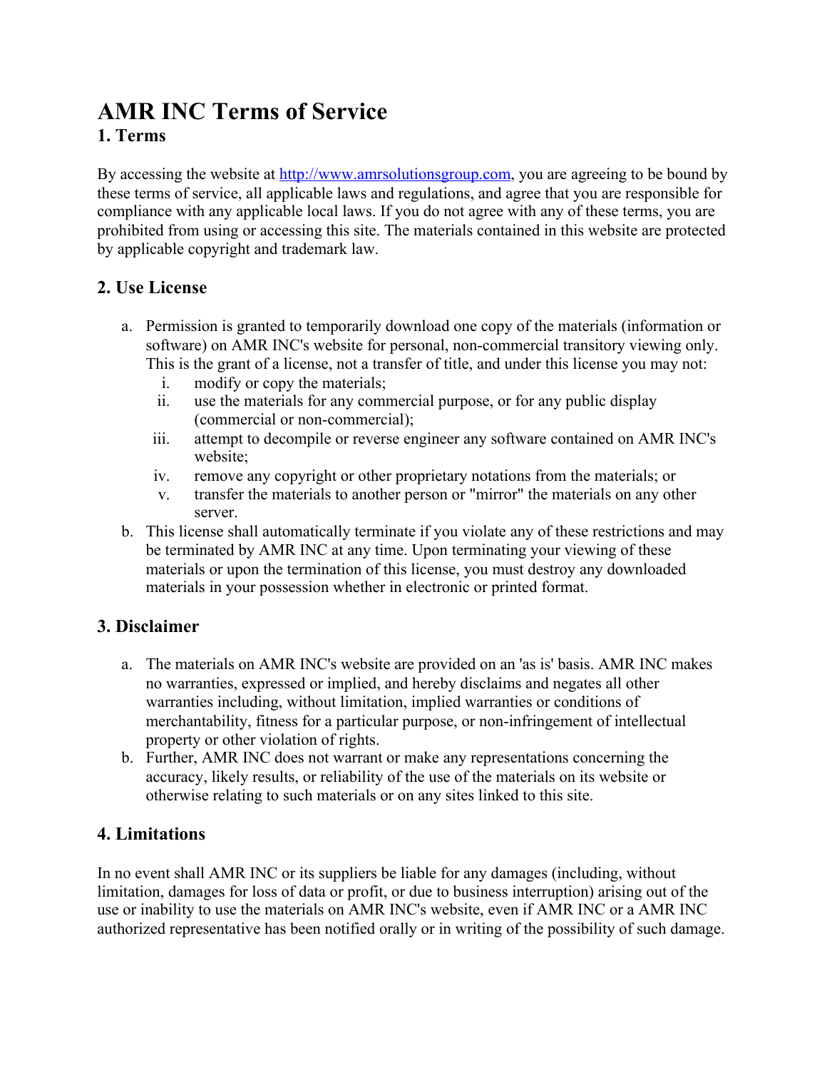# AMR INC Terms of Service

## 1. Terms

By accessing the website at [http://www.amrsolutionsgroup.com](http://www.amrsolutionsgroup.com), you are agreeing to be bound by these terms of service, all applicable laws and regulations, and agree that you are responsible for compliance with any applicable local laws. If you do not agree with any of these terms, you are prohibited from using or accessing this site. The materials contained in this website are protected by applicable copyright and trademark law.

## 2. Use License

a. Permission is granted to temporarily download one copy of the materials (information or software) on AMR INC's website for personal, non-commercial transitory viewing only. This is the grant of a license, not a transfer of title, and under this license you may not:
   i. modify or copy the materials;
   ii. use the materials for any commercial purpose, or for any public display (commercial or non-commercial);
   iii. attempt to decompile or reverse engineer any software contained on AMR INC's website;
   iv. remove any copyright or other proprietary notations from the materials; or
   v. transfer the materials to another person or "mirror" the materials on any other server.

b. This license shall automatically terminate if you violate any of these restrictions and may be terminated by AMR INC at any time. Upon terminating your viewing of these materials or upon the termination of this license, you must destroy any downloaded materials in your possession whether in electronic or printed format.

## 3. Disclaimer

a. The materials on AMR INC's website are provided on an 'as is' basis. AMR INC makes no warranties, expressed or implied, and hereby disclaims and negates all other warranties including, without limitation, implied warranties or conditions of merchantability, fitness for a particular purpose, or non-infringement of intellectual property or other violation of rights.

b. Further, AMR INC does not warrant or make any representations concerning the accuracy, likely results, or reliability of the use of the materials on its website or otherwise relating to such materials or on any sites linked to this site.

## 4. Limitations

In no event shall AMR INC or its suppliers be liable for any damages (including, without limitation, damages for loss of data or profit, or due to business interruption) arising out of the use or inability to use the materials on AMR INC's website, even if AMR INC or a AMR INC authorized representative has been notified orally or in writing of the possibility of such damage.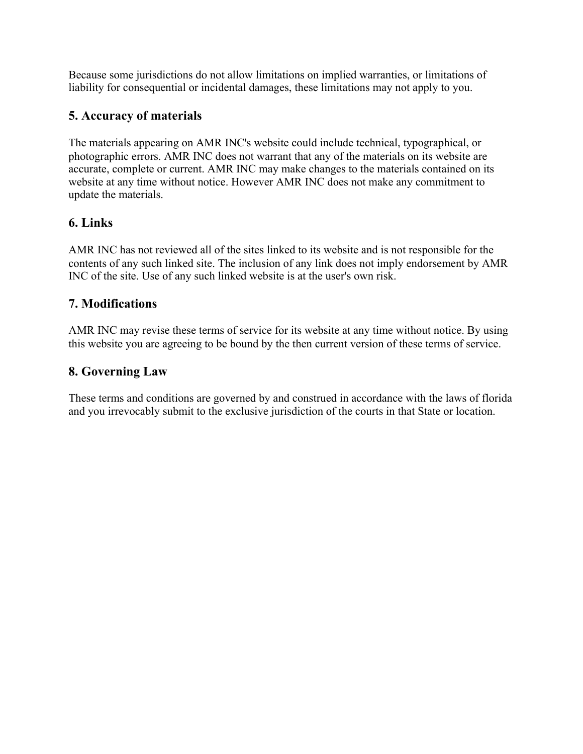Because some jurisdictions do not allow limitations on implied warranties, or limitations of liability for consequential or incidental damages, these limitations may not apply to you.

## 5. Accuracy of materials

The materials appearing on AMR INC's website could include technical, typographical, or photographic errors. AMR INC does not warrant that any of the materials on its website are accurate, complete or current. AMR INC may make changes to the materials contained on its website at any time without notice. However AMR INC does not make any commitment to update the materials.

## 6. Links

AMR INC has not reviewed all of the sites linked to its website and is not responsible for the contents of any such linked site. The inclusion of any link does not imply endorsement by AMR INC of the site. Use of any such linked website is at the user's own risk.

## 7. Modifications

AMR INC may revise these terms of service for its website at any time without notice. By using this website you are agreeing to be bound by the then current version of these terms of service.

## 8. Governing Law

These terms and conditions are governed by and construed in accordance with the laws of florida and you irrevocably submit to the exclusive jurisdiction of the courts in that State or location.